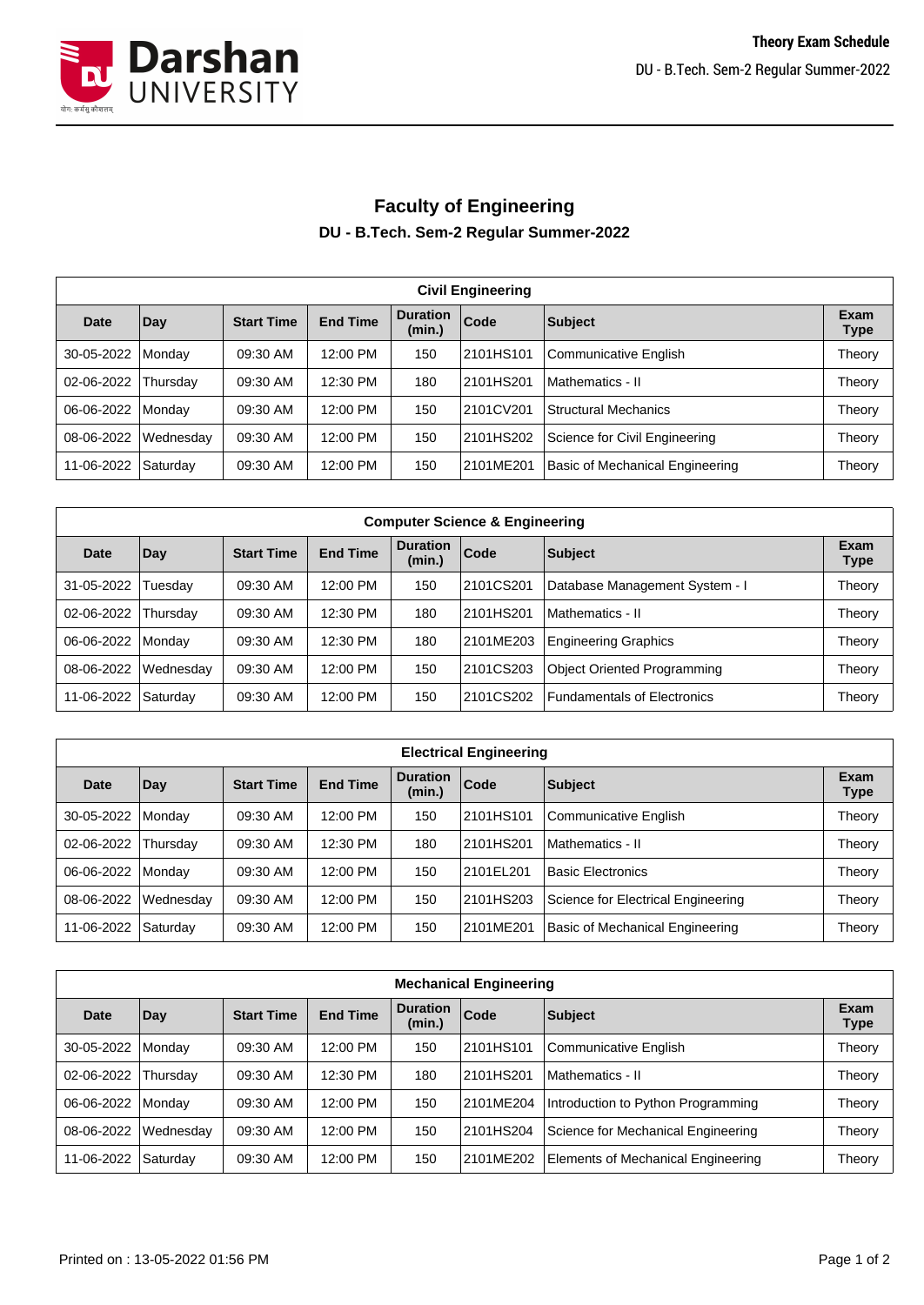# Faculty of Engineering

## DU - B.Tech. Sem-2 Regular Summer-2022

| Civil Engineering | | | | | | | |
|---|---|---|---|---|---|---|---|
| **Date** | **Day** | **Start Time** | **End Time** | **Duration (min.)** | **Code** | **Subject** | **Exam Type** |
| 30-05-2022 | Monday | 09:30 AM | 12:00 PM | 150 | 2101HS101 | Communicative English | Theory |
| 02-06-2022 | Thursday | 09:30 AM | 12:30 PM | 180 | 2101HS201 | Mathematics - II | Theory |
| 06-06-2022 | Monday | 09:30 AM | 12:00 PM | 150 | 2101CV201 | Structural Mechanics | Theory |
| 08-06-2022 | Wednesday | 09:30 AM | 12:00 PM | 150 | 2101HS202 | Science for Civil Engineering | Theory |
| 11-06-2022 | Saturday | 09:30 AM | 12:00 PM | 150 | 2101ME201 | Basic of Mechanical Engineering | Theory |

| Computer Science & Engineering | | | | | | | |
|---|---|---|---|---|---|---|---|
| **Date** | **Day** | **Start Time** | **End Time** | **Duration (min.)** | **Code** | **Subject** | **Exam Type** |
| 31-05-2022 | Tuesday | 09:30 AM | 12:00 PM | 150 | 2101CS201 | Database Management System - I | Theory |
| 02-06-2022 | Thursday | 09:30 AM | 12:30 PM | 180 | 2101HS201 | Mathematics - II | Theory |
| 06-06-2022 | Monday | 09:30 AM | 12:30 PM | 180 | 2101ME203 | Engineering Graphics | Theory |
| 08-06-2022 | Wednesday | 09:30 AM | 12:00 PM | 150 | 2101CS203 | Object Oriented Programming | Theory |
| 11-06-2022 | Saturday | 09:30 AM | 12:00 PM | 150 | 2101CS202 | Fundamentals of Electronics | Theory |

| Electrical Engineering | | | | | | | |
|---|---|---|---|---|---|---|---|
| **Date** | **Day** | **Start Time** | **End Time** | **Duration (min.)** | **Code** | **Subject** | **Exam Type** |
| 30-05-2022 | Monday | 09:30 AM | 12:00 PM | 150 | 2101HS101 | Communicative English | Theory |
| 02-06-2022 | Thursday | 09:30 AM | 12:30 PM | 180 | 2101HS201 | Mathematics - II | Theory |
| 06-06-2022 | Monday | 09:30 AM | 12:00 PM | 150 | 2101EL201 | Basic Electronics | Theory |
| 08-06-2022 | Wednesday | 09:30 AM | 12:00 PM | 150 | 2101HS203 | Science for Electrical Engineering | Theory |
| 11-06-2022 | Saturday | 09:30 AM | 12:00 PM | 150 | 2101ME201 | Basic of Mechanical Engineering | Theory |

| Mechanical Engineering | | | | | | | |
|---|---|---|---|---|---|---|---|
| **Date** | **Day** | **Start Time** | **End Time** | **Duration (min.)** | **Code** | **Subject** | **Exam Type** |
| 30-05-2022 | Monday | 09:30 AM | 12:00 PM | 150 | 2101HS101 | Communicative English | Theory |
| 02-06-2022 | Thursday | 09:30 AM | 12:30 PM | 180 | 2101HS201 | Mathematics - II | Theory |
| 06-06-2022 | Monday | 09:30 AM | 12:00 PM | 150 | 2101ME204 | Introduction to Python Programming | Theory |
| 08-06-2022 | Wednesday | 09:30 AM | 12:00 PM | 150 | 2101HS204 | Science for Mechanical Engineering | Theory |
| 11-06-2022 | Saturday | 09:30 AM | 12:00 PM | 150 | 2101ME202 | Elements of Mechanical Engineering | Theory |

Printed on : 13-05-2022 01:56 PM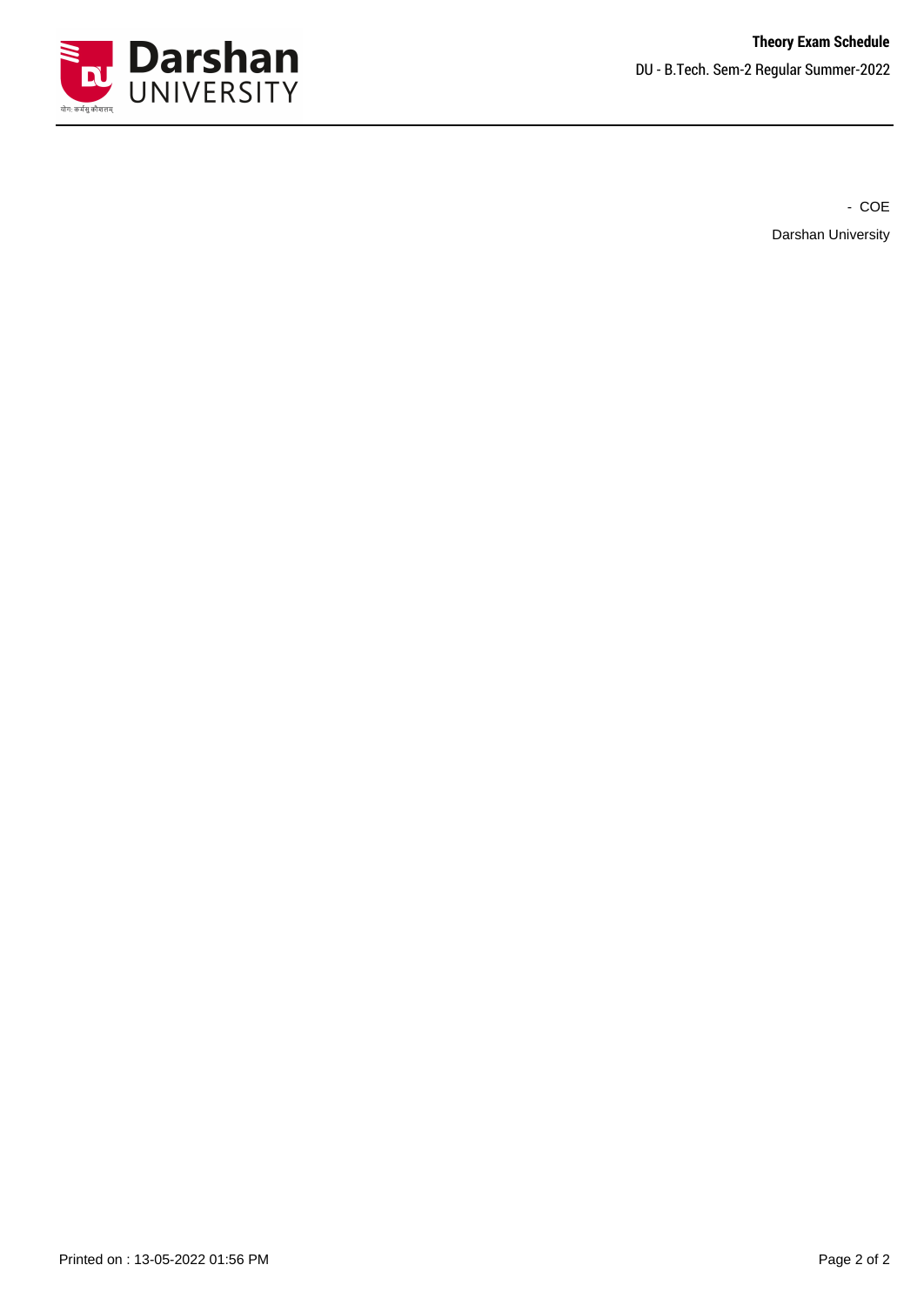- COE

Darshan University